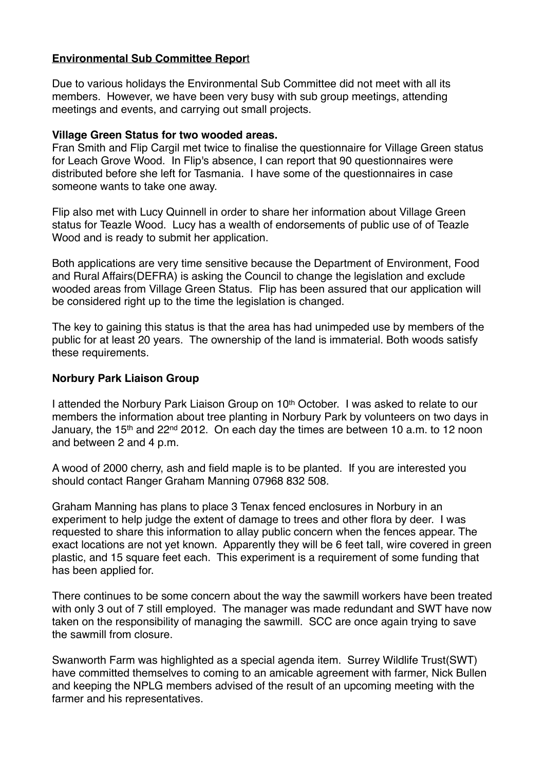**Environmental Sub Committee Report**

Due to various holidays the Environmental Sub Committee did not meet with all its members. However, we have been very busy with sub group meetings, attending meetings and events, and carrying out small projects.

**Village Green Status for two wooded areas.**

Fran Smith and Flip Cargil met twice to finalise the questionnaire for Village Green status for Leach Grove Wood. In Flip's absence, I can report that 90 questionnaires were distributed before she left for Tasmania. I have some of the questionnaires in case someone wants to take one away.

Flip also met with Lucy Quinnell in order to share her information about Village Green status for Teazle Wood. Lucy has a wealth of endorsements of public use of of Teazle Wood and is ready to submit her application.

Both applications are very time sensitive because the Department of Environment, Food and Rural Affairs(DEFRA) is asking the Council to change the legislation and exclude wooded areas from Village Green Status. Flip has been assured that our application will be considered right up to the time the legislation is changed.

The key to gaining this status is that the area has had unimpeded use by members of the public for at least 20 years. The ownership of the land is immaterial. Both woods satisfy these requirements.

**Norbury Park Liaison Group**

I attended the Norbury Park Liaison Group on 10th October. I was asked to relate to our members the information about tree planting in Norbury Park by volunteers on two days in January, the 15th and 22nd 2012. On each day the times are between 10 a.m. to 12 noon and between 2 and 4 p.m.

A wood of 2000 cherry, ash and field maple is to be planted. If you are interested you should contact Ranger Graham Manning 07968 832 508.

Graham Manning has plans to place 3 Tenax fenced enclosures in Norbury in an experiment to help judge the extent of damage to trees and other flora by deer. I was requested to share this information to allay public concern when the fences appear. The exact locations are not yet known. Apparently they will be 6 feet tall, wire covered in green plastic, and 15 square feet each. This experiment is a requirement of some funding that has been applied for.

There continues to be some concern about the way the sawmill workers have been treated with only 3 out of 7 still employed. The manager was made redundant and SWT have now taken on the responsibility of managing the sawmill. SCC are once again trying to save the sawmill from closure.

Swanworth Farm was highlighted as a special agenda item. Surrey Wildlife Trust(SWT) have committed themselves to coming to an amicable agreement with farmer, Nick Bullen and keeping the NPLG members advised of the result of an upcoming meeting with the farmer and his representatives.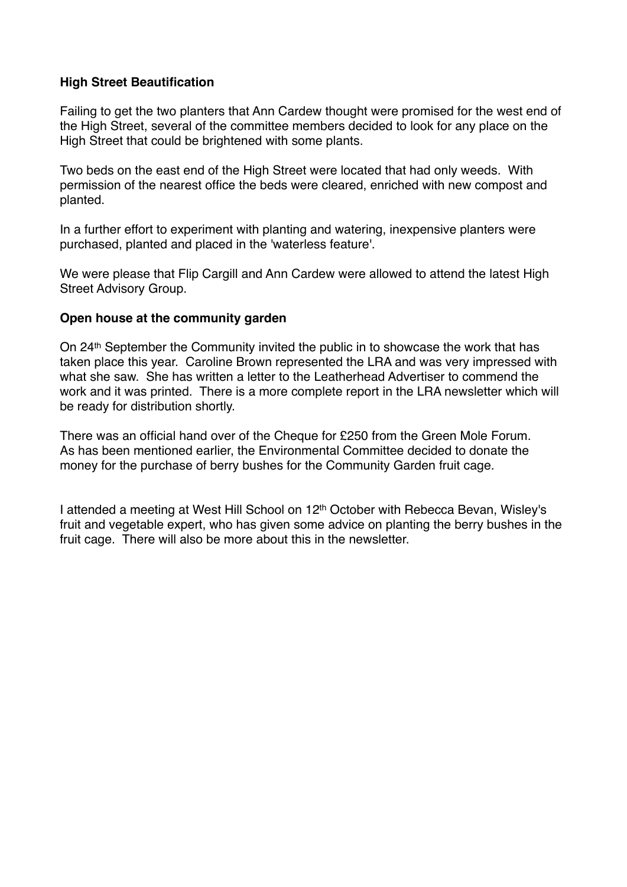**High Street Beautification**

Failing to get the two planters that Ann Cardew thought were promised for the west end of the High Street, several of the committee members decided to look for any place on the High Street that could be brightened with some plants.

Two beds on the east end of the High Street were located that had only weeds. With permission of the nearest office the beds were cleared, enriched with new compost and planted.

In a further effort to experiment with planting and watering, inexpensive planters were purchased, planted and placed in the 'waterless feature'.

We were please that Flip Cargill and Ann Cardew were allowed to attend the latest High Street Advisory Group.

**Open house at the community garden**

On 24th September the Community invited the public in to showcase the work that has taken place this year. Caroline Brown represented the LRA and was very impressed with what she saw. She has written a letter to the Leatherhead Advertiser to commend the work and it was printed. There is a more complete report in the LRA newsletter which will be ready for distribution shortly.

There was an official hand over of the Cheque for £250 from the Green Mole Forum. As has been mentioned earlier, the Environmental Committee decided to donate the money for the purchase of berry bushes for the Community Garden fruit cage.

I attended a meeting at West Hill School on 12th October with Rebecca Bevan, Wisley's fruit and vegetable expert, who has given some advice on planting the berry bushes in the fruit cage. There will also be more about this in the newsletter.